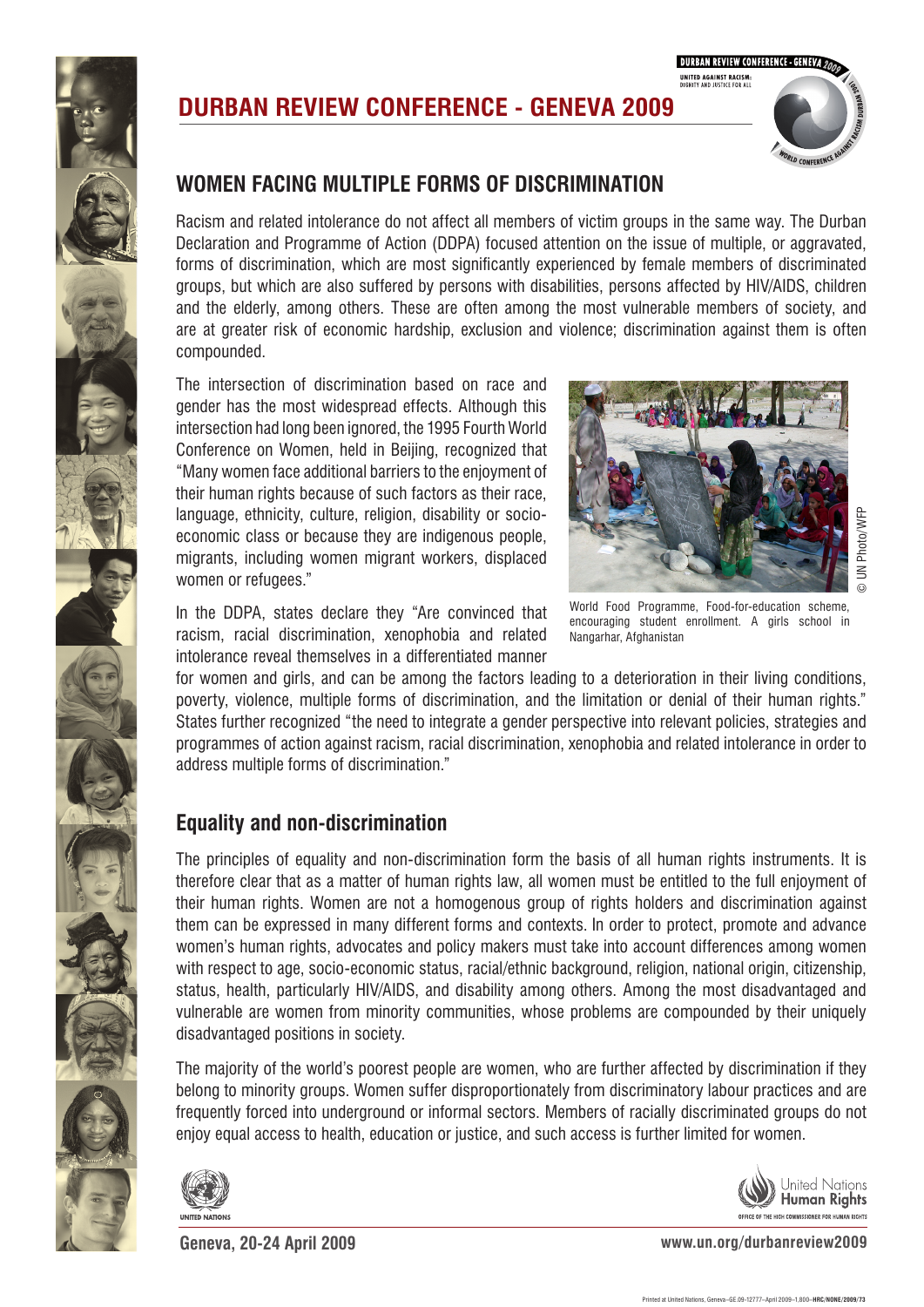# DURBAN REVIEW CONFERENCE - GENEVA 2009

## WOMEN FACING MULTIPLE FORMS OF DISCRIMINATION

Racism and related intolerance do not affect all members of victim groups in the same way. The Durban Declaration and Programme of Action (DDPA) focused attention on the issue of multiple, or aggravated, forms of discrimination, which are most significantly experienced by female members of discriminated groups, but which are also suffered by persons with disabilities, persons affected by HIV/AIDS, children and the elderly, among others. These are often among the most vulnerable members of society, and are at greater risk of economic hardship, exclusion and violence; discrimination against them is often compounded.

The intersection of discrimination based on race and gender has the most widespread effects. Although this intersection had long been ignored, the 1995 Fourth World Conference on Women, held in Beijing, recognized that "Many women face additional barriers to the enjoyment of their human rights because of such factors as their race, language, ethnicity, culture, religion, disability or socio-economic class or because they are indigenous people, migrants, including women migrant workers, displaced women or refugees."

World Food Programme, Food-for-education scheme, encouraging student enrollment. A girls school in Nangarhar, Afghanistan

© UN Photo/WFP

In the DDPA, states declare they "Are convinced that racism, racial discrimination, xenophobia and related intolerance reveal themselves in a differentiated manner for women and girls, and can be among the factors leading to a deterioration in their living conditions, poverty, violence, multiple forms of discrimination, and the limitation or denial of their human rights." States further recognized "the need to integrate a gender perspective into relevant policies, strategies and programmes of action against racism, racial discrimination, xenophobia and related intolerance in order to address multiple forms of discrimination."

## Equality and non-discrimination

The principles of equality and non-discrimination form the basis of all human rights instruments. It is therefore clear that as a matter of human rights law, all women must be entitled to the full enjoyment of their human rights. Women are not a homogenous group of rights holders and discrimination against them can be expressed in many different forms and contexts. In order to protect, promote and advance women's human rights, advocates and policy makers must take into account differences among women with respect to age, socio-economic status, racial/ethnic background, religion, national origin, citizenship, status, health, particularly HIV/AIDS, and disability among others. Among the most disadvantaged and vulnerable are women from minority communities, whose problems are compounded by their uniquely disadvantaged positions in society.

The majority of the world's poorest people are women, who are further affected by discrimination if they belong to minority groups. Women suffer disproportionately from discriminatory labour practices and are frequently forced into underground or informal sectors. Members of racially discriminated groups do not enjoy equal access to health, education or justice, and such access is further limited for women.

Geneva, 20-24 April 2009

www.un.org/durbanreview2009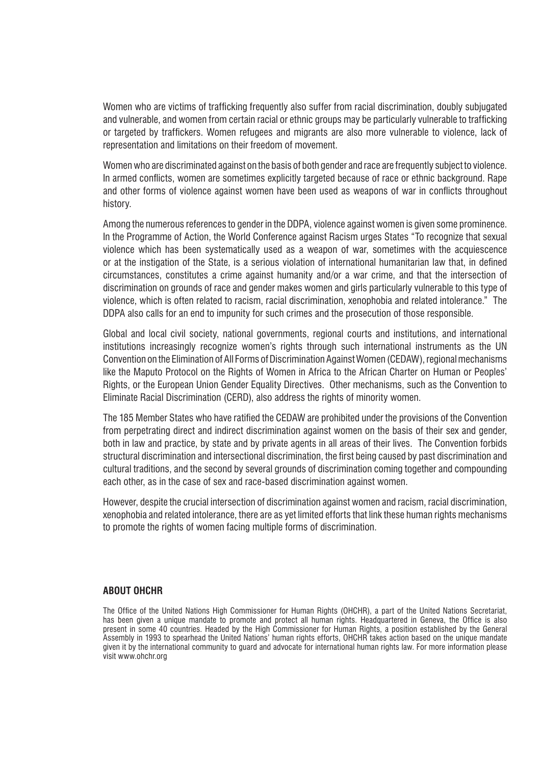Women who are victims of trafficking frequently also suffer from racial discrimination, doubly subjugated and vulnerable, and women from certain racial or ethnic groups may be particularly vulnerable to trafficking or targeted by traffickers. Women refugees and migrants are also more vulnerable to violence, lack of representation and limitations on their freedom of movement.

Women who are discriminated against on the basis of both gender and race are frequently subject to violence. In armed conflicts, women are sometimes explicitly targeted because of race or ethnic background. Rape and other forms of violence against women have been used as weapons of war in conflicts throughout history.

Among the numerous references to gender in the DDPA, violence against women is given some prominence. In the Programme of Action, the World Conference against Racism urges States "To recognize that sexual violence which has been systematically used as a weapon of war, sometimes with the acquiescence or at the instigation of the State, is a serious violation of international humanitarian law that, in defined circumstances, constitutes a crime against humanity and/or a war crime, and that the intersection of discrimination on grounds of race and gender makes women and girls particularly vulnerable to this type of violence, which is often related to racism, racial discrimination, xenophobia and related intolerance." The DDPA also calls for an end to impunity for such crimes and the prosecution of those responsible.

Global and local civil society, national governments, regional courts and institutions, and international institutions increasingly recognize women's rights through such international instruments as the UN Convention on the Elimination of All Forms of Discrimination Against Women (CEDAW), regional mechanisms like the Maputo Protocol on the Rights of Women in Africa to the African Charter on Human or Peoples' Rights, or the European Union Gender Equality Directives. Other mechanisms, such as the Convention to Eliminate Racial Discrimination (CERD), also address the rights of minority women.

The 185 Member States who have ratified the CEDAW are prohibited under the provisions of the Convention from perpetrating direct and indirect discrimination against women on the basis of their sex and gender, both in law and practice, by state and by private agents in all areas of their lives. The Convention forbids structural discrimination and intersectional discrimination, the first being caused by past discrimination and cultural traditions, and the second by several grounds of discrimination coming together and compounding each other, as in the case of sex and race-based discrimination against women.

However, despite the crucial intersection of discrimination against women and racism, racial discrimination, xenophobia and related intolerance, there are as yet limited efforts that link these human rights mechanisms to promote the rights of women facing multiple forms of discrimination.

**ABOUT OHCHR**

The Office of the United Nations High Commissioner for Human Rights (OHCHR), a part of the United Nations Secretariat, has been given a unique mandate to promote and protect all human rights. Headquartered in Geneva, the Office is also present in some 40 countries. Headed by the High Commissioner for Human Rights, a position established by the General Assembly in 1993 to spearhead the United Nations' human rights efforts, OHCHR takes action based on the unique mandate given it by the international community to guard and advocate for international human rights law. For more information please visit www.ohchr.org